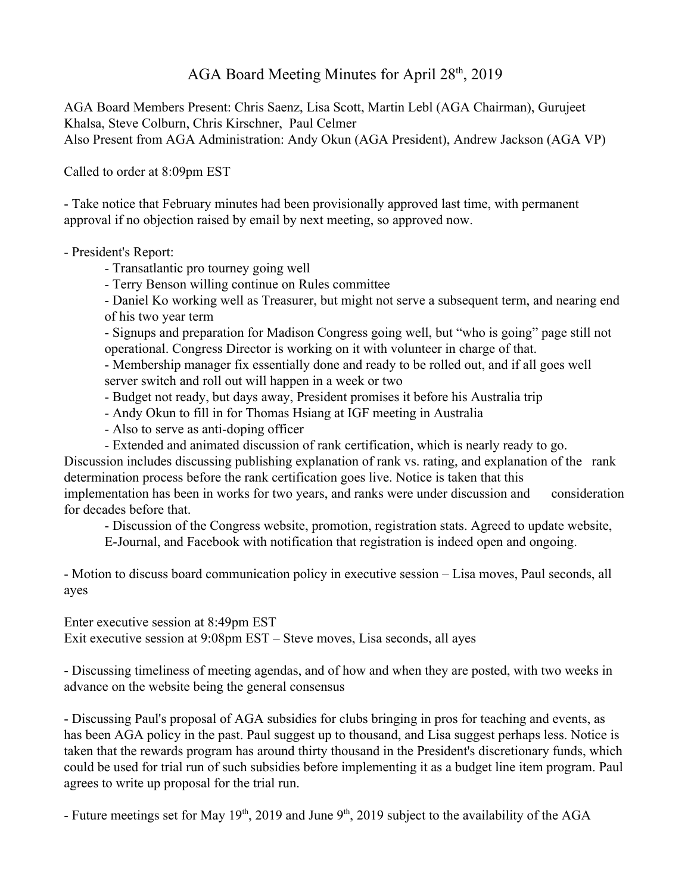# AGA Board Meeting Minutes for April 28th, 2019

AGA Board Members Present: Chris Saenz, Lisa Scott, Martin Lebl (AGA Chairman), Gurujeet Khalsa, Steve Colburn, Chris Kirschner, Paul Celmer
Also Present from AGA Administration: Andy Okun (AGA President), Andrew Jackson (AGA VP)

Called to order at 8:09pm EST

- Take notice that February minutes had been provisionally approved last time, with permanent approval if no objection raised by email by next meeting, so approved now.

- President's Report:
  - Transatlantic pro tourney going well
  - Terry Benson willing continue on Rules committee
  - Daniel Ko working well as Treasurer, but might not serve a subsequent term, and nearing end of his two year term
  - Signups and preparation for Madison Congress going well, but "who is going" page still not operational. Congress Director is working on it with volunteer in charge of that.
  - Membership manager fix essentially done and ready to be rolled out, and if all goes well server switch and roll out will happen in a week or two
  - Budget not ready, but days away, President promises it before his Australia trip
  - Andy Okun to fill in for Thomas Hsiang at IGF meeting in Australia
  - Also to serve as anti-doping officer
  - Extended and animated discussion of rank certification, which is nearly ready to go. Discussion includes discussing publishing explanation of rank vs. rating, and explanation of the rank determination process before the rank certification goes live. Notice is taken that this implementation has been in works for two years, and ranks were under discussion and consideration for decades before that.
  - Discussion of the Congress website, promotion, registration stats. Agreed to update website, E-Journal, and Facebook with notification that registration is indeed open and ongoing.

- Motion to discuss board communication policy in executive session – Lisa moves, Paul seconds, all ayes

Enter executive session at 8:49pm EST
Exit executive session at 9:08pm EST – Steve moves, Lisa seconds, all ayes

- Discussing timeliness of meeting agendas, and of how and when they are posted, with two weeks in advance on the website being the general consensus

- Discussing Paul's proposal of AGA subsidies for clubs bringing in pros for teaching and events, as has been AGA policy in the past. Paul suggest up to thousand, and Lisa suggest perhaps less. Notice is taken that the rewards program has around thirty thousand in the President's discretionary funds, which could be used for trial run of such subsidies before implementing it as a budget line item program. Paul agrees to write up proposal for the trial run.

- Future meetings set for May 19th, 2019 and June 9th, 2019 subject to the availability of the AGA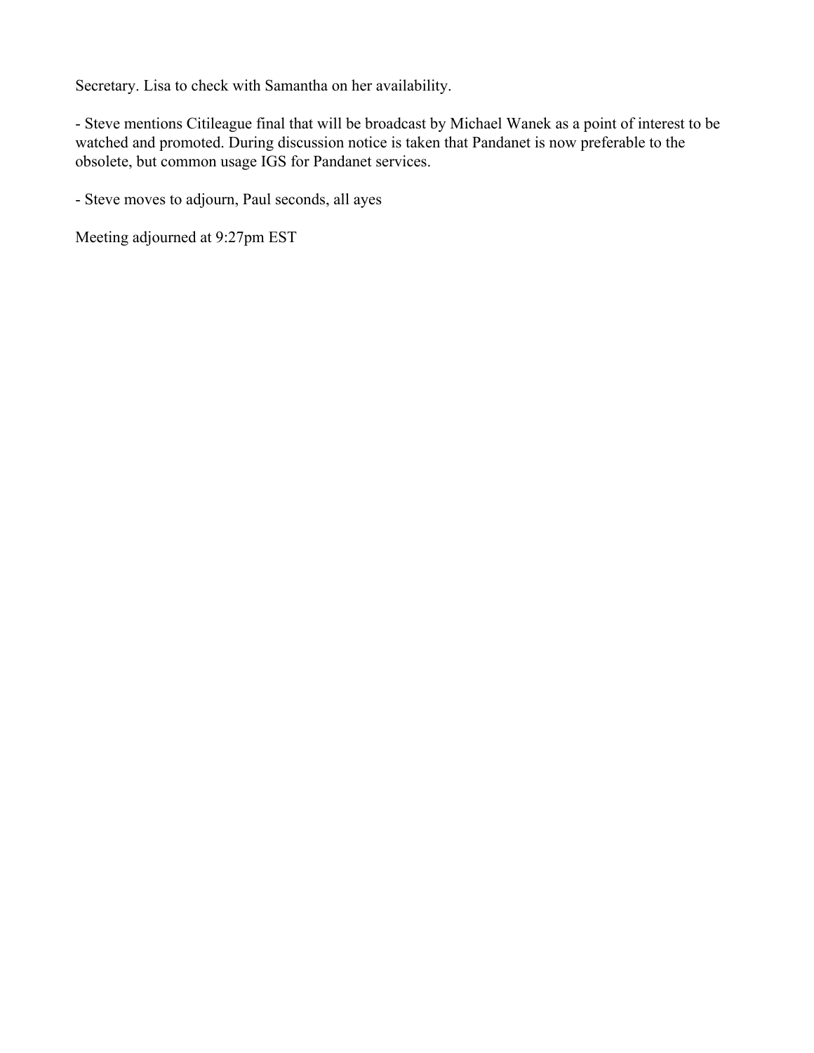Secretary. Lisa to check with Samantha on her availability.

- Steve mentions Citileague final that will be broadcast by Michael Wanek as a point of interest to be watched and promoted. During discussion notice is taken that Pandanet is now preferable to the obsolete, but common usage IGS for Pandanet services.

- Steve moves to adjourn, Paul seconds, all ayes

Meeting adjourned at 9:27pm EST